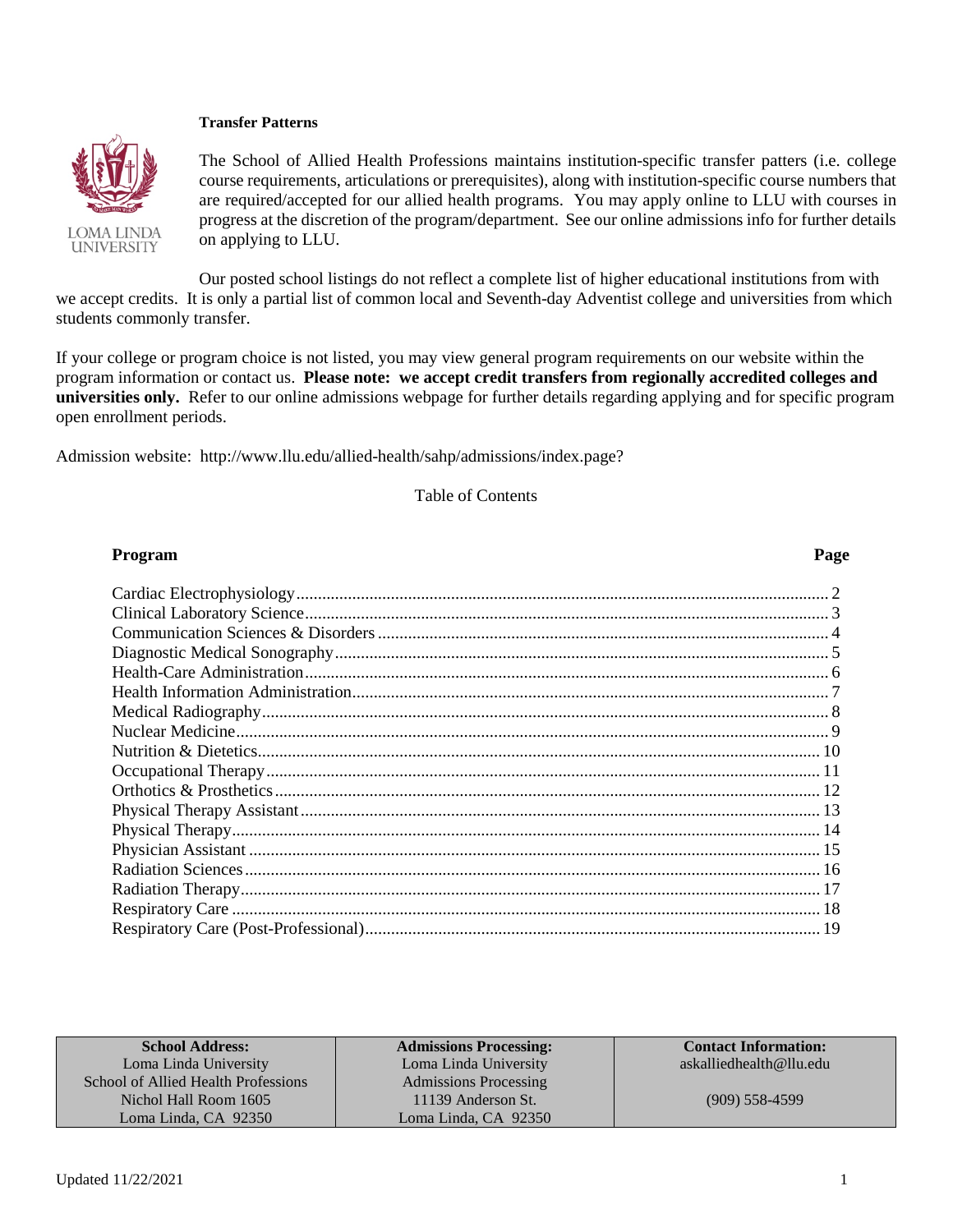**Transfer Patterns**

The School of Allied Health Professions maintains institution-specific transfer patters (i.e. college course requirements, articulations or prerequisites), along with institution-specific course numbers that are required/accepted for our allied health programs. You may apply online to LLU with courses in progress at the discretion of the program/department. See our online admissions info for further details on applying to LLU.

Our posted school listings do not reflect a complete list of higher educational institutions from with we accept credits. It is only a partial list of common local and Seventh-day Adventist college and universities from which students commonly transfer.

If your college or program choice is not listed, you may view general program requirements on our website within the program information or contact us. **Please note: we accept credit transfers from regionally accredited colleges and universities only.** Refer to our online admissions webpage for further details regarding applying and for specific program open enrollment periods.

Admission website: http://www.llu.edu/allied-health/sahp/admissions/index.page?

Table of Contents

| Program | Page |
|---|---|
| Cardiac Electrophysiology | 2 |
| Clinical Laboratory Science | 3 |
| Communication Sciences & Disorders | 4 |
| Diagnostic Medical Sonography | 5 |
| Health-Care Administration | 6 |
| Health Information Administration | 7 |
| Medical Radiography | 8 |
| Nuclear Medicine | 9 |
| Nutrition & Dietetics | 10 |
| Occupational Therapy | 11 |
| Orthotics & Prosthetics | 12 |
| Physical Therapy Assistant | 13 |
| Physical Therapy | 14 |
| Physician Assistant | 15 |
| Radiation Sciences | 16 |
| Radiation Therapy | 17 |
| Respiratory Care | 18 |
| Respiratory Care (Post-Professional) | 19 |

| School Address: | Admissions Processing: | Contact Information: |
|---|---|---|
| Loma Linda University<br>School of Allied Health Professions<br>Nichol Hall Room 1605<br>Loma Linda, CA 92350 | Loma Linda University<br>Admissions Processing<br>11139 Anderson St.<br>Loma Linda, CA 92350 | askalliedhealth@llu.edu<br><br>(909) 558-4599 |

Updated 11/22/2021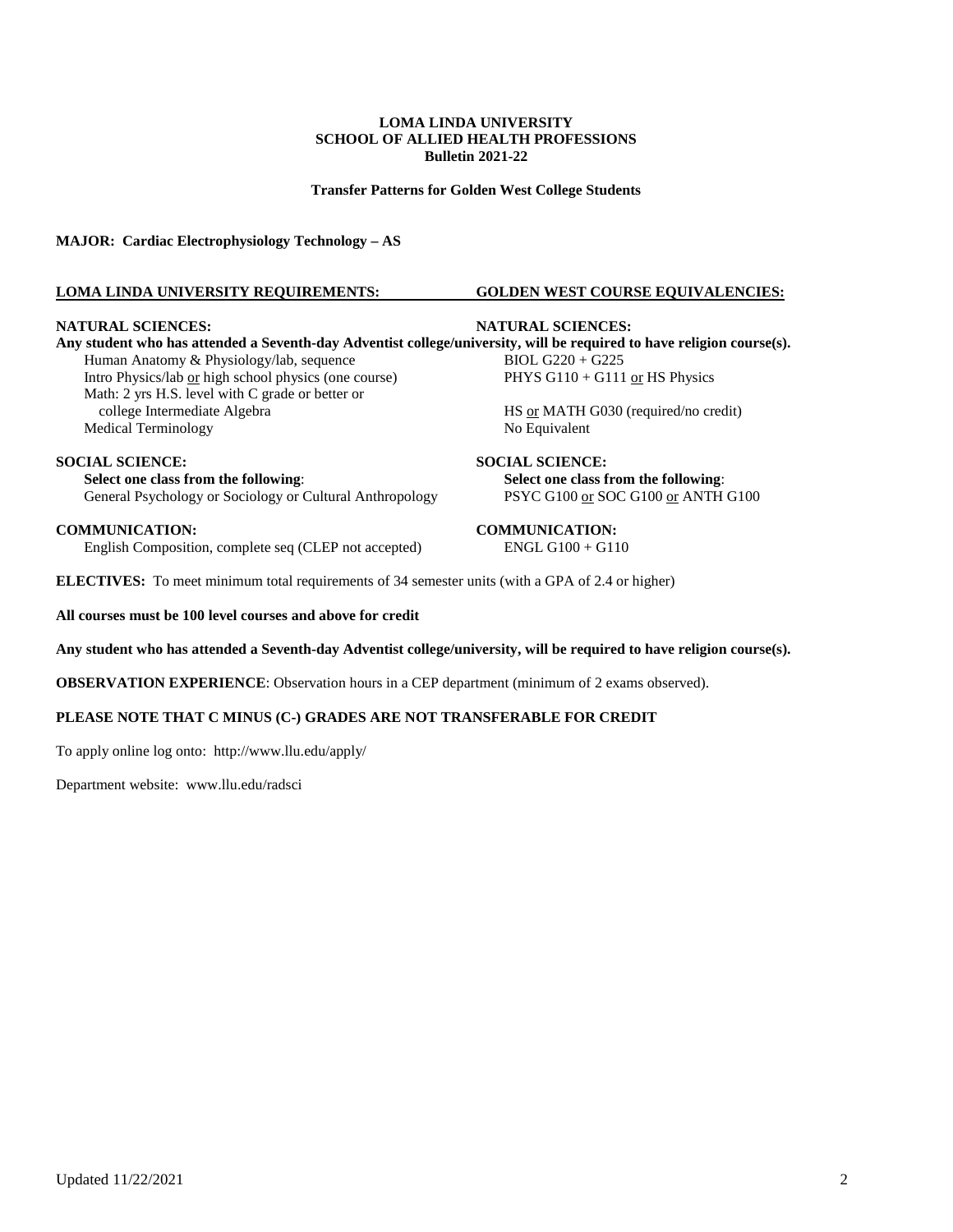**LOMA LINDA UNIVERSITY**
**SCHOOL OF ALLIED HEALTH PROFESSIONS**
**Bulletin 2021-22**

**Transfer Patterns for Golden West College Students**

**MAJOR: Cardiac Electrophysiology Technology – AS**

| **LOMA LINDA UNIVERSITY REQUIREMENTS:** | **GOLDEN WEST COURSE EQUIVALENCIES:** |
|---|---|
| **NATURAL SCIENCES:** | **NATURAL SCIENCES:** |
| **Any student who has attended a Seventh-day Adventist college/university, will be required to have religion course(s).** | |
| Human Anatomy & Physiology/lab, sequence | BIOL G220 + G225 |
| Intro Physics/lab or high school physics (one course) | PHYS G110 + G111 or HS Physics |
| Math: 2 yrs H.S. level with C grade or better or college Intermediate Algebra | HS or MATH G030 (required/no credit) |
| Medical Terminology | No Equivalent |
| **SOCIAL SCIENCE:** | **SOCIAL SCIENCE:** |
| **Select one class from the following**: | **Select one class from the following**: |
| General Psychology or Sociology or Cultural Anthropology | PSYC G100 or SOC G100 or ANTH G100 |
| **COMMUNICATION:** | **COMMUNICATION:** |
| English Composition, complete seq (CLEP not accepted) | ENGL G100 + G110 |

**ELECTIVES:** To meet minimum total requirements of 34 semester units (with a GPA of 2.4 or higher)

**All courses must be 100 level courses and above for credit**

**Any student who has attended a Seventh-day Adventist college/university, will be required to have religion course(s).**

**OBSERVATION EXPERIENCE**: Observation hours in a CEP department (minimum of 2 exams observed).

**PLEASE NOTE THAT C MINUS (C-) GRADES ARE NOT TRANSFERABLE FOR CREDIT**

To apply online log onto: http://www.llu.edu/apply/

Department website: www.llu.edu/radsci

Updated 11/22/2021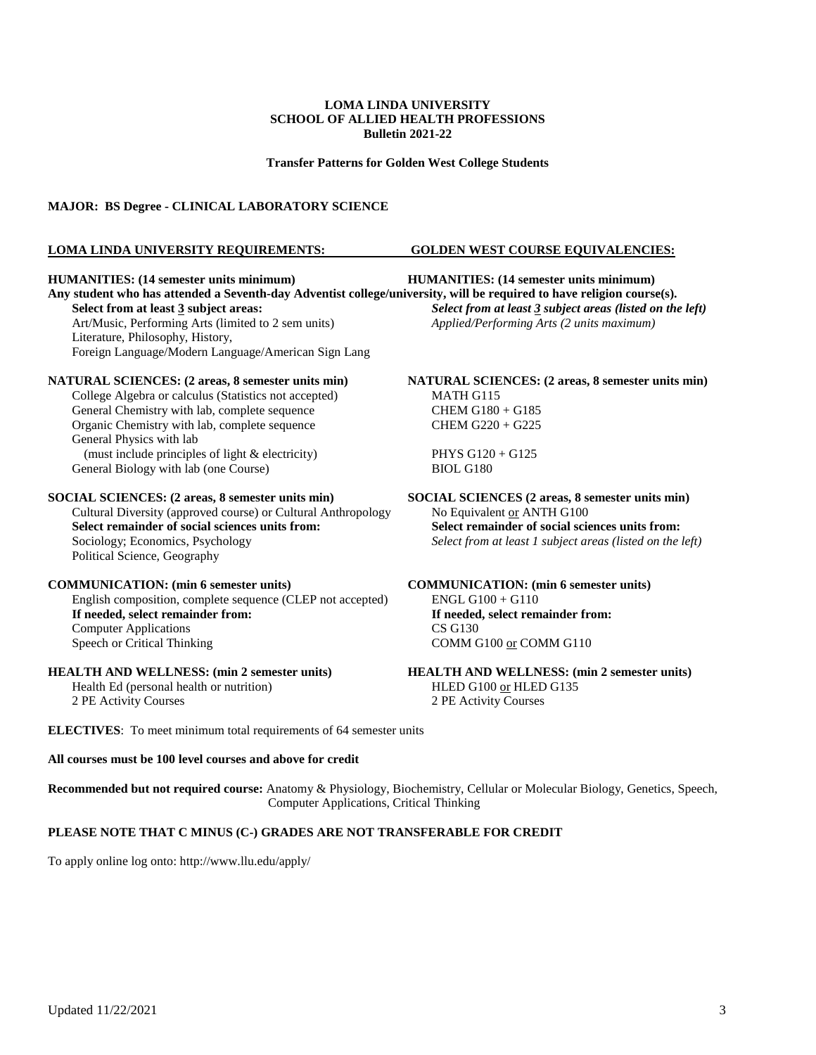**LOMA LINDA UNIVERSITY**
**SCHOOL OF ALLIED HEALTH PROFESSIONS**
**Bulletin 2021-22**

**Transfer Patterns for Golden West College Students**

**MAJOR: BS Degree - CLINICAL LABORATORY SCIENCE**

| LOMA LINDA UNIVERSITY REQUIREMENTS: | GOLDEN WEST COURSE EQUIVALENCIES: |
|---|---|
| **HUMANITIES: (14 semester units minimum)** | **HUMANITIES: (14 semester units minimum)** |
| **Any student who has attended a Seventh-day Adventist college/university, will be required to have religion course(s).** | |
| **Select from at least 3 subject areas:** | ***Select from at least 3 subject areas (listed on the left)*** |
| Art/Music, Performing Arts (limited to 2 sem units) | *Applied/Performing Arts (2 units maximum)* |
| Literature, Philosophy, History, | |
| Foreign Language/Modern Language/American Sign Lang | |
| **NATURAL SCIENCES: (2 areas, 8 semester units min)** | **NATURAL SCIENCES: (2 areas, 8 semester units min)** |
| College Algebra or calculus (Statistics not accepted) | MATH G115 |
| General Chemistry with lab, complete sequence | CHEM G180 + G185 |
| Organic Chemistry with lab, complete sequence | CHEM G220 + G225 |
| General Physics with lab (must include principles of light & electricity) | PHYS G120 + G125 |
| General Biology with lab (one Course) | BIOL G180 |
| **SOCIAL SCIENCES: (2 areas, 8 semester units min)** | **SOCIAL SCIENCES (2 areas, 8 semester units min)** |
| Cultural Diversity (approved course) or Cultural Anthropology | No Equivalent or ANTH G100 |
| **Select remainder of social sciences units from:** | **Select remainder of social sciences units from:** |
| Sociology; Economics, Psychology Political Science, Geography | *Select from at least 1 subject areas (listed on the left)* |
| **COMMUNICATION: (min 6 semester units)** | **COMMUNICATION: (min 6 semester units)** |
| English composition, complete sequence (CLEP not accepted) | ENGL G100 + G110 |
| **If needed, select remainder from:** | **If needed, select remainder from:** |
| Computer Applications | CS G130 |
| Speech or Critical Thinking | COMM G100 or COMM G110 |
| **HEALTH AND WELLNESS: (min 2 semester units)** | **HEALTH AND WELLNESS: (min 2 semester units)** |
| Health Ed (personal health or nutrition) | HLED G100 or HLED G135 |
| 2 PE Activity Courses | 2 PE Activity Courses |

**ELECTIVES**: To meet minimum total requirements of 64 semester units

**All courses must be 100 level courses and above for credit**

**Recommended but not required course:** Anatomy & Physiology, Biochemistry, Cellular or Molecular Biology, Genetics, Speech, Computer Applications, Critical Thinking

**PLEASE NOTE THAT C MINUS (C-) GRADES ARE NOT TRANSFERABLE FOR CREDIT**

To apply online log onto: http://www.llu.edu/apply/

Updated 11/22/2021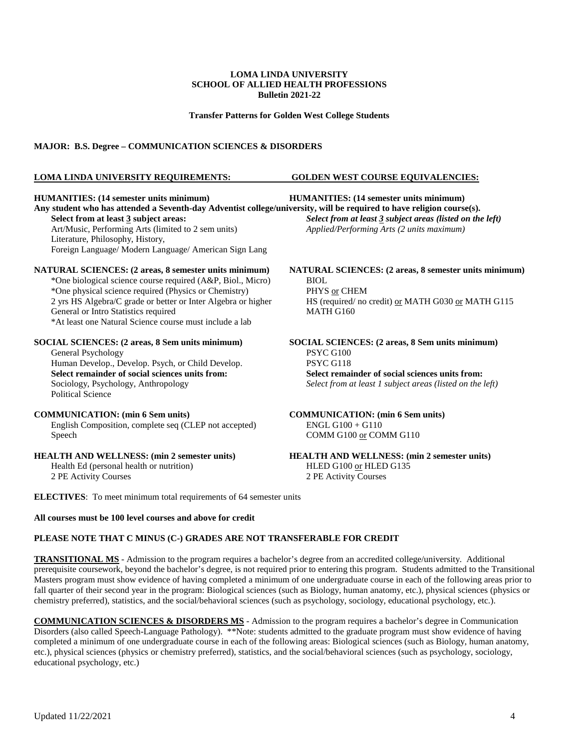**LOMA LINDA UNIVERSITY**
**SCHOOL OF ALLIED HEALTH PROFESSIONS**
**Bulletin 2021-22**

**Transfer Patterns for Golden West College Students**

**MAJOR: B.S. Degree – COMMUNICATION SCIENCES & DISORDERS**

| **LOMA LINDA UNIVERSITY REQUIREMENTS:** | **GOLDEN WEST COURSE EQUIVALENCIES:** |
|---|---|
| **HUMANITIES: (14 semester units minimum)** | **HUMANITIES: (14 semester units minimum)** |
| **Any student who has attended a Seventh-day Adventist college/university, will be required to have religion course(s).** | |
| **Select from at least 3 subject areas:** | ***Select from at least 3 subject areas (listed on the left)*** |
| Art/Music, Performing Arts (limited to 2 sem units) | *Applied/Performing Arts (2 units maximum)* |
| Literature, Philosophy, History, | |
| Foreign Language/ Modern Language/ American Sign Lang | |
| **NATURAL SCIENCES: (2 areas, 8 semester units minimum)** | **NATURAL SCIENCES: (2 areas, 8 semester units minimum)** |
| *One biological science course required (A&P, Biol., Micro) | BIOL |
| *One physical science required (Physics or Chemistry) | PHYS or CHEM |
| 2 yrs HS Algebra/C grade or better or Inter Algebra or higher | HS (required/ no credit) or MATH G030 or MATH G115 |
| General or Intro Statistics required | MATH G160 |
| *At least one Natural Science course must include a lab | |
| **SOCIAL SCIENCES: (2 areas, 8 Sem units minimum)** | **SOCIAL SCIENCES: (2 areas, 8 Sem units minimum)** |
| General Psychology | PSYC G100 |
| Human Develop., Develop. Psych, or Child Develop. | PSYC G118 |
| **Select remainder of social sciences units from:** | **Select remainder of social sciences units from:** |
| Sociology, Psychology, Anthropology | *Select from at least 1 subject areas (listed on the left)* |
| Political Science | |
| **COMMUNICATION: (min 6 Sem units)** | **COMMUNICATION: (min 6 Sem units)** |
| English Composition, complete seq (CLEP not accepted) | ENGL G100 + G110 |
| Speech | COMM G100 or COMM G110 |
| **HEALTH AND WELLNESS: (min 2 semester units)** | **HEALTH AND WELLNESS: (min 2 semester units)** |
| Health Ed (personal health or nutrition) | HLED G100 or HLED G135 |
| 2 PE Activity Courses | 2 PE Activity Courses |

**ELECTIVES**: To meet minimum total requirements of 64 semester units

**All courses must be 100 level courses and above for credit**

**PLEASE NOTE THAT C MINUS (C-) GRADES ARE NOT TRANSFERABLE FOR CREDIT**

**TRANSITIONAL MS** - Admission to the program requires a bachelor's degree from an accredited college/university. Additional prerequisite coursework, beyond the bachelor's degree, is not required prior to entering this program. Students admitted to the Transitional Masters program must show evidence of having completed a minimum of one undergraduate course in each of the following areas prior to fall quarter of their second year in the program: Biological sciences (such as Biology, human anatomy, etc.), physical sciences (physics or chemistry preferred), statistics, and the social/behavioral sciences (such as psychology, sociology, educational psychology, etc.).

**COMMUNICATION SCIENCES & DISORDERS MS** - Admission to the program requires a bachelor's degree in Communication Disorders (also called Speech-Language Pathology). **Note: students admitted to the graduate program must show evidence of having completed a minimum of one undergraduate course in each of the following areas: Biological sciences (such as Biology, human anatomy, etc.), physical sciences (physics or chemistry preferred), statistics, and the social/behavioral sciences (such as psychology, sociology, educational psychology, etc.)

Updated 11/22/2021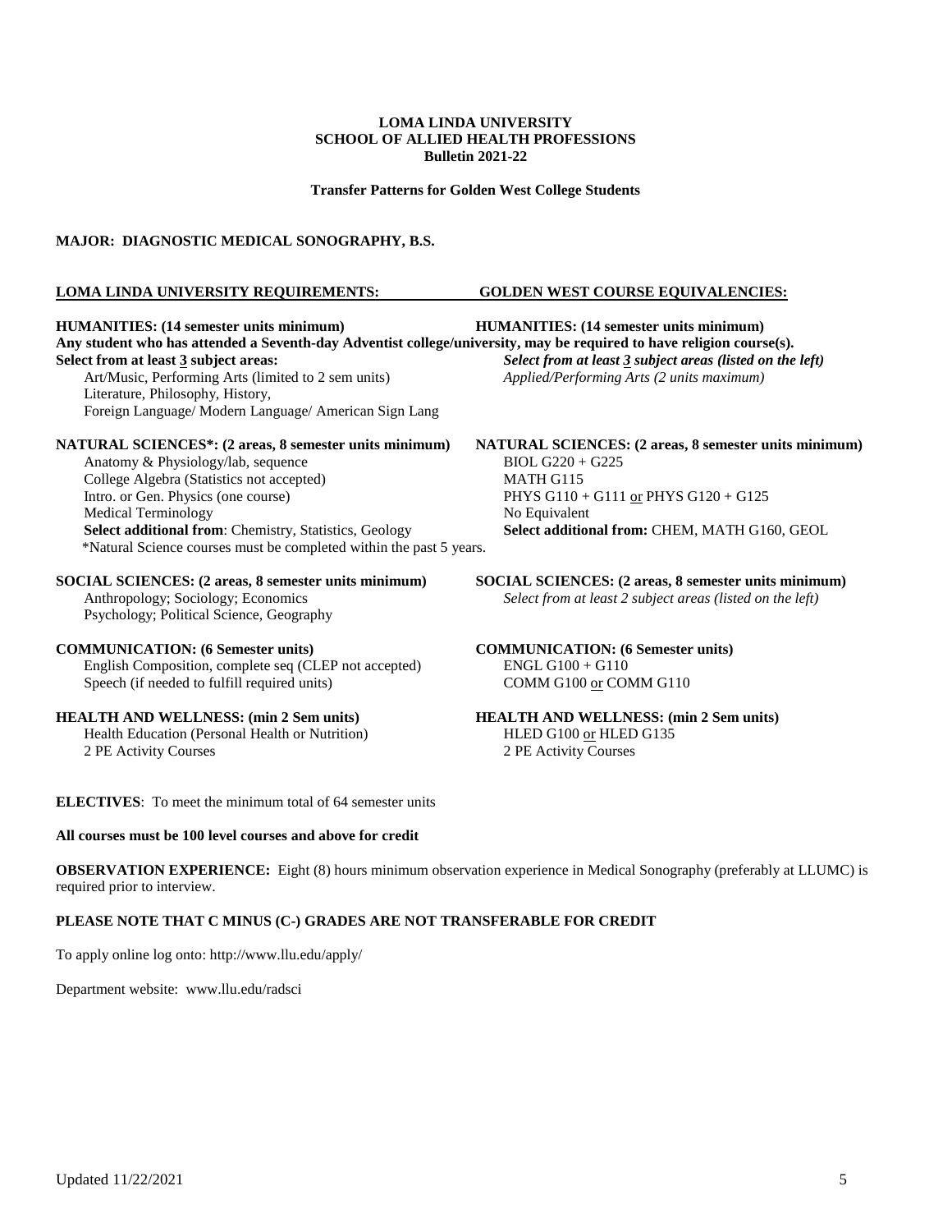**LOMA LINDA UNIVERSITY**
**SCHOOL OF ALLIED HEALTH PROFESSIONS**
**Bulletin 2021-22**

**Transfer Patterns for Golden West College Students**

**MAJOR: DIAGNOSTIC MEDICAL SONOGRAPHY, B.S.**

| LOMA LINDA UNIVERSITY REQUIREMENTS: | GOLDEN WEST COURSE EQUIVALENCIES: |
|---|---|
| **HUMANITIES: (14 semester units minimum)** | **HUMANITIES: (14 semester units minimum)** |
| **Any student who has attended a Seventh-day Adventist college/university, may be required to have religion course(s).** | |
| **Select from at least 3 subject areas:** | ***Select from at least 3 subject areas (listed on the left)*** |
| Art/Music, Performing Arts (limited to 2 sem units) | *Applied/Performing Arts (2 units maximum)* |
| Literature, Philosophy, History, | |
| Foreign Language/ Modern Language/ American Sign Lang | |
| **NATURAL SCIENCES\*: (2 areas, 8 semester units minimum)** | **NATURAL SCIENCES: (2 areas, 8 semester units minimum)** |
| Anatomy & Physiology/lab, sequence | BIOL G220 + G225 |
| College Algebra (Statistics not accepted) | MATH G115 |
| Intro. or Gen. Physics (one course) | PHYS G110 + G111 or PHYS G120 + G125 |
| Medical Terminology | No Equivalent |
| **Select additional from**: Chemistry, Statistics, Geology | **Select additional from:** CHEM, MATH G160, GEOL |
| \*Natural Science courses must be completed within the past 5 years. | |
| **SOCIAL SCIENCES: (2 areas, 8 semester units minimum)** | **SOCIAL SCIENCES: (2 areas, 8 semester units minimum)** |
| Anthropology; Sociology; Economics | *Select from at least 2 subject areas (listed on the left)* |
| Psychology; Political Science, Geography | |
| **COMMUNICATION: (6 Semester units)** | **COMMUNICATION: (6 Semester units)** |
| English Composition, complete seq (CLEP not accepted) | ENGL G100 + G110 |
| Speech (if needed to fulfill required units) | COMM G100 or COMM G110 |
| **HEALTH AND WELLNESS: (min 2 Sem units)** | **HEALTH AND WELLNESS: (min 2 Sem units)** |
| Health Education (Personal Health or Nutrition) | HLED G100 or HLED G135 |
| 2 PE Activity Courses | 2 PE Activity Courses |

**ELECTIVES**: To meet the minimum total of 64 semester units

**All courses must be 100 level courses and above for credit**

**OBSERVATION EXPERIENCE:** Eight (8) hours minimum observation experience in Medical Sonography (preferably at LLUMC) is required prior to interview.

**PLEASE NOTE THAT C MINUS (C-) GRADES ARE NOT TRANSFERABLE FOR CREDIT**

To apply online log onto: http://www.llu.edu/apply/

Department website: www.llu.edu/radsci

Updated 11/22/2021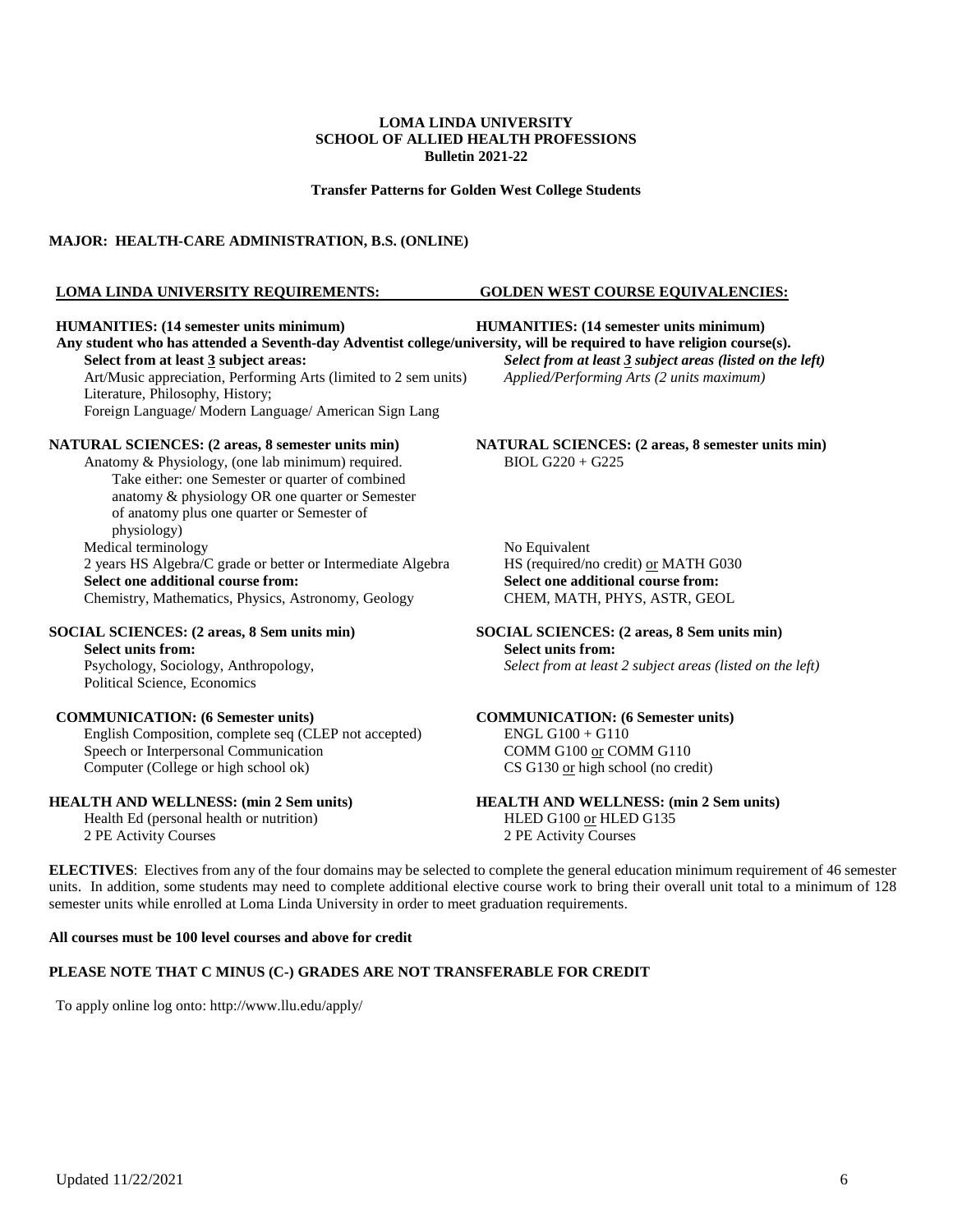**LOMA LINDA UNIVERSITY**
**SCHOOL OF ALLIED HEALTH PROFESSIONS**
**Bulletin 2021-22**

**Transfer Patterns for Golden West College Students**

**MAJOR: HEALTH-CARE ADMINISTRATION, B.S. (ONLINE)**

| **LOMA LINDA UNIVERSITY REQUIREMENTS:** | **GOLDEN WEST COURSE EQUIVALENCIES:** |
| --- | --- |
| **HUMANITIES: (14 semester units minimum)** | **HUMANITIES: (14 semester units minimum)** |
| **Any student who has attended a Seventh-day Adventist college/university, will be required to have religion course(s).** | |
| **Select from at least 3 subject areas:** | ***Select from at least 3 subject areas (listed on the left)*** |
| Art/Music appreciation, Performing Arts (limited to 2 sem units) | *Applied/Performing Arts (2 units maximum)* |
| Literature, Philosophy, History; | |
| Foreign Language/ Modern Language/ American Sign Lang | |
| **NATURAL SCIENCES: (2 areas, 8 semester units min)** | **NATURAL SCIENCES: (2 areas, 8 semester units min)** |
| Anatomy & Physiology, (one lab minimum) required. Take either: one Semester or quarter of combined anatomy & physiology OR one quarter or Semester of anatomy plus one quarter or Semester of physiology) | BIOL G220 + G225 |
| Medical terminology | No Equivalent |
| 2 years HS Algebra/C grade or better or Intermediate Algebra | HS (required/no credit) or MATH G030 |
| **Select one additional course from:** | **Select one additional course from:** |
| Chemistry, Mathematics, Physics, Astronomy, Geology | CHEM, MATH, PHYS, ASTR, GEOL |
| **SOCIAL SCIENCES: (2 areas, 8 Sem units min)** | **SOCIAL SCIENCES: (2 areas, 8 Sem units min)** |
| **Select units from:** | **Select units from:** |
| Psychology, Sociology, Anthropology, Political Science, Economics | *Select from at least 2 subject areas (listed on the left)* |
| **COMMUNICATION: (6 Semester units)** | **COMMUNICATION: (6 Semester units)** |
| English Composition, complete seq (CLEP not accepted) | ENGL G100 + G110 |
| Speech or Interpersonal Communication | COMM G100 or COMM G110 |
| Computer (College or high school ok) | CS G130 or high school (no credit) |
| **HEALTH AND WELLNESS: (min 2 Sem units)** | **HEALTH AND WELLNESS: (min 2 Sem units)** |
| Health Ed (personal health or nutrition) | HLED G100 or HLED G135 |
| 2 PE Activity Courses | 2 PE Activity Courses |

**ELECTIVES**: Electives from any of the four domains may be selected to complete the general education minimum requirement of 46 semester units. In addition, some students may need to complete additional elective course work to bring their overall unit total to a minimum of 128 semester units while enrolled at Loma Linda University in order to meet graduation requirements.

**All courses must be 100 level courses and above for credit**

**PLEASE NOTE THAT C MINUS (C-) GRADES ARE NOT TRANSFERABLE FOR CREDIT**

To apply online log onto: http://www.llu.edu/apply/

Updated 11/22/2021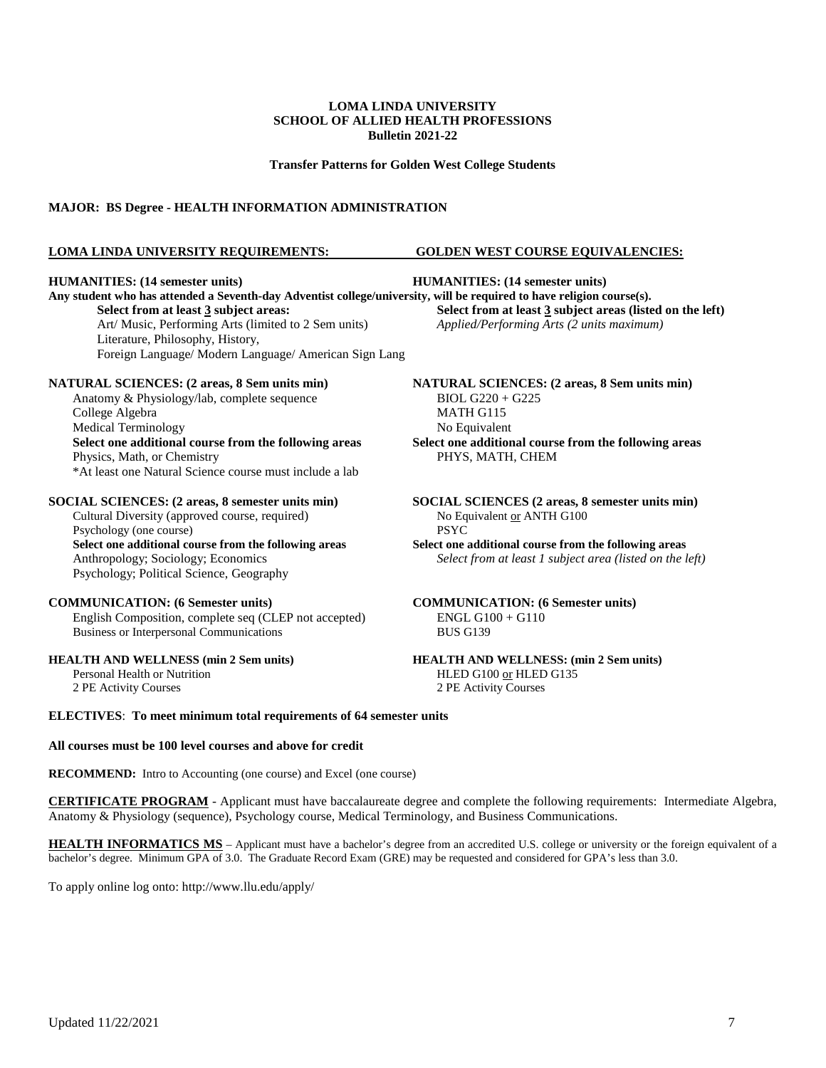**LOMA LINDA UNIVERSITY**
**SCHOOL OF ALLIED HEALTH PROFESSIONS**
**Bulletin 2021-22**

**Transfer Patterns for Golden West College Students**

**MAJOR: BS Degree - HEALTH INFORMATION ADMINISTRATION**

| **LOMA LINDA UNIVERSITY REQUIREMENTS:** | **GOLDEN WEST COURSE EQUIVALENCIES:** |
|---|---|
| **HUMANITIES: (14 semester units)** | **HUMANITIES: (14 semester units)** |
| **Any student who has attended a Seventh-day Adventist college/university, will be required to have religion course(s).** | |
| **Select from at least 3 subject areas:** | **Select from at least 3 subject areas (listed on the left)** |
| Art/ Music, Performing Arts (limited to 2 Sem units) | *Applied/Performing Arts (2 units maximum)* |
| Literature, Philosophy, History, | |
| Foreign Language/ Modern Language/ American Sign Lang | |
| **NATURAL SCIENCES: (2 areas, 8 Sem units min)** | **NATURAL SCIENCES: (2 areas, 8 Sem units min)** |
| Anatomy & Physiology/lab, complete sequence | BIOL G220 + G225 |
| College Algebra | MATH G115 |
| Medical Terminology | No Equivalent |
| **Select one additional course from the following areas** | **Select one additional course from the following areas** |
| Physics, Math, or Chemistry | PHYS, MATH, CHEM |
| *At least one Natural Science course must include a lab | |
| **SOCIAL SCIENCES: (2 areas, 8 semester units min)** | **SOCIAL SCIENCES (2 areas, 8 semester units min)** |
| Cultural Diversity (approved course, required) | No Equivalent or ANTH G100 |
| Psychology (one course) | PSYC |
| **Select one additional course from the following areas** | **Select one additional course from the following areas** |
| Anthropology; Sociology; Economics | *Select from at least 1 subject area (listed on the left)* |
| Psychology; Political Science, Geography | |
| **COMMUNICATION: (6 Semester units)** | **COMMUNICATION: (6 Semester units)** |
| English Composition, complete seq (CLEP not accepted) | ENGL G100 + G110 |
| Business or Interpersonal Communications | BUS G139 |
| **HEALTH AND WELLNESS (min 2 Sem units)** | **HEALTH AND WELLNESS: (min 2 Sem units)** |
| Personal Health or Nutrition | HLED G100 or HLED G135 |
| 2 PE Activity Courses | 2 PE Activity Courses |

**ELECTIVES**: **To meet minimum total requirements of 64 semester units**

**All courses must be 100 level courses and above for credit**

**RECOMMEND:** Intro to Accounting (one course) and Excel (one course)

**CERTIFICATE PROGRAM** - Applicant must have baccalaureate degree and complete the following requirements: Intermediate Algebra, Anatomy & Physiology (sequence), Psychology course, Medical Terminology, and Business Communications.

**HEALTH INFORMATICS MS** – Applicant must have a bachelor's degree from an accredited U.S. college or university or the foreign equivalent of a bachelor's degree. Minimum GPA of 3.0. The Graduate Record Exam (GRE) may be requested and considered for GPA's less than 3.0.

To apply online log onto: http://www.llu.edu/apply/

Updated 11/22/2021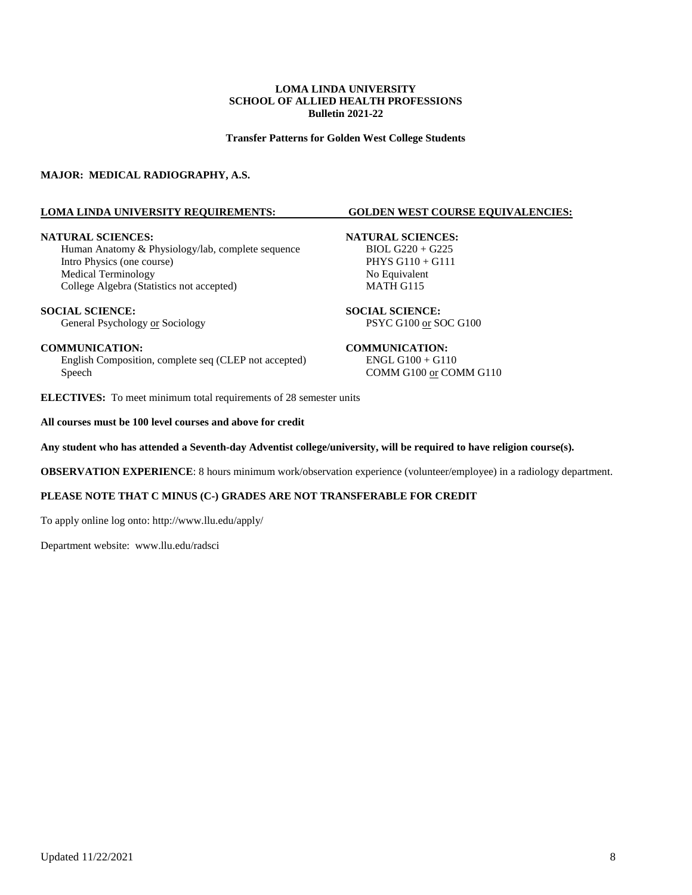**LOMA LINDA UNIVERSITY**
**SCHOOL OF ALLIED HEALTH PROFESSIONS**
**Bulletin 2021-22**

**Transfer Patterns for Golden West College Students**

**MAJOR: MEDICAL RADIOGRAPHY, A.S.**

| LOMA LINDA UNIVERSITY REQUIREMENTS: | GOLDEN WEST COURSE EQUIVALENCIES: |
|---|---|
| **NATURAL SCIENCES:** | **NATURAL SCIENCES:** |
| Human Anatomy & Physiology/lab, complete sequence | BIOL G220 + G225 |
| Intro Physics (one course) | PHYS G110 + G111 |
| Medical Terminology | No Equivalent |
| College Algebra (Statistics not accepted) | MATH G115 |
| **SOCIAL SCIENCE:** | **SOCIAL SCIENCE:** |
| General Psychology or Sociology | PSYC G100 or SOC G100 |
| **COMMUNICATION:** | **COMMUNICATION:** |
| English Composition, complete seq (CLEP not accepted) | ENGL G100 + G110 |
| Speech | COMM G100 or COMM G110 |

**ELECTIVES:** To meet minimum total requirements of 28 semester units

**All courses must be 100 level courses and above for credit**

**Any student who has attended a Seventh-day Adventist college/university, will be required to have religion course(s).**

**OBSERVATION EXPERIENCE**: 8 hours minimum work/observation experience (volunteer/employee) in a radiology department.

**PLEASE NOTE THAT C MINUS (C-) GRADES ARE NOT TRANSFERABLE FOR CREDIT**

To apply online log onto: http://www.llu.edu/apply/

Department website: www.llu.edu/radsci

Updated 11/22/2021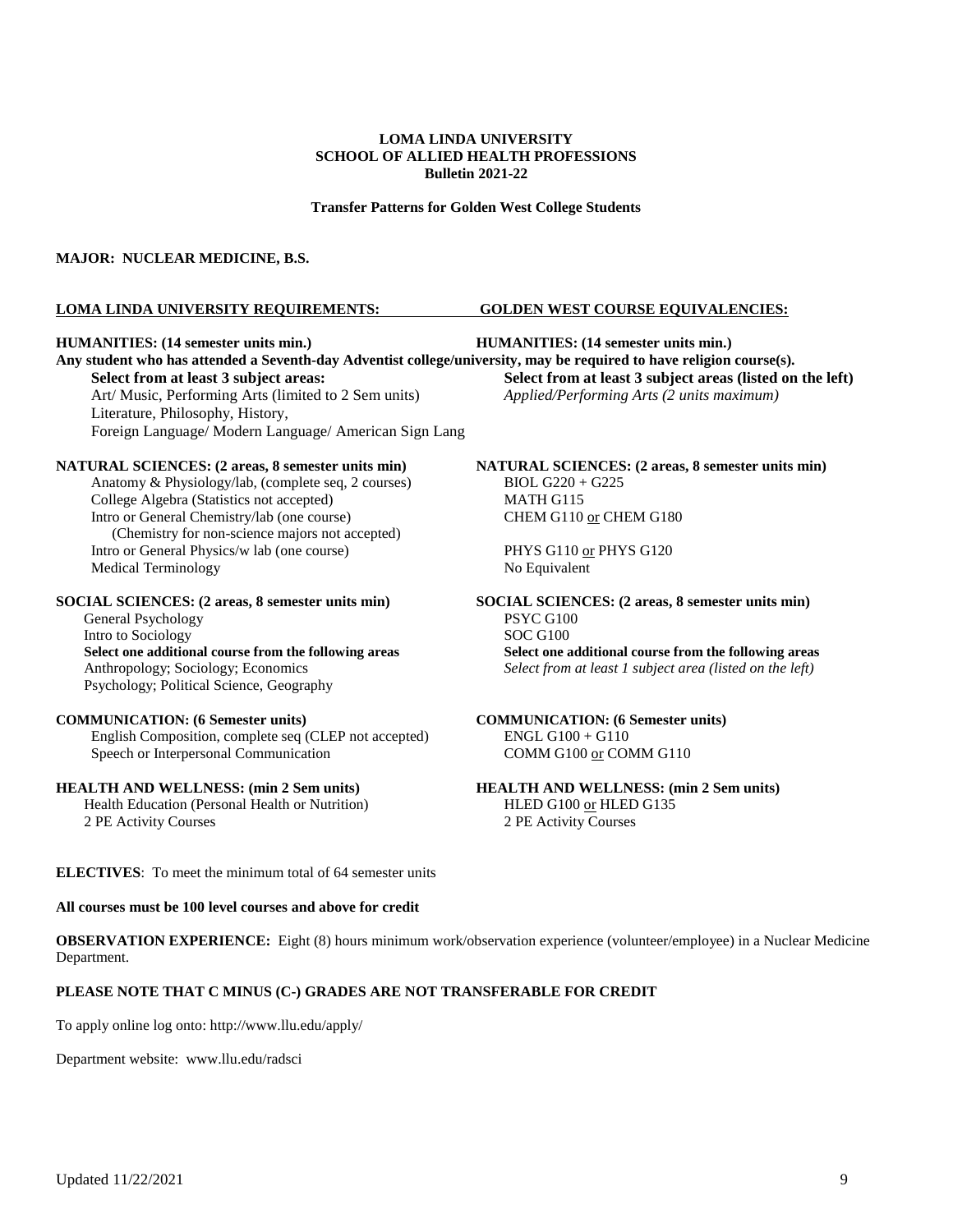**LOMA LINDA UNIVERSITY**
**SCHOOL OF ALLIED HEALTH PROFESSIONS**
**Bulletin 2021-22**

**Transfer Patterns for Golden West College Students**

**MAJOR: NUCLEAR MEDICINE, B.S.**

| **LOMA LINDA UNIVERSITY REQUIREMENTS:** | **GOLDEN WEST COURSE EQUIVALENCIES:** |
|---|---|
| **HUMANITIES: (14 semester units min.)** | **HUMANITIES: (14 semester units min.)** |
| **Any student who has attended a Seventh-day Adventist college/university, may be required to have religion course(s).** | |
| **Select from at least 3 subject areas:** | **Select from at least 3 subject areas (listed on the left)** |
| Art/ Music, Performing Arts (limited to 2 Sem units) | *Applied/Performing Arts (2 units maximum)* |
| Literature, Philosophy, History, | |
| Foreign Language/ Modern Language/ American Sign Lang | |
| **NATURAL SCIENCES: (2 areas, 8 semester units min)** | **NATURAL SCIENCES: (2 areas, 8 semester units min)** |
| Anatomy & Physiology/lab, (complete seq, 2 courses) | BIOL G220 + G225 |
| College Algebra (Statistics not accepted) | MATH G115 |
| Intro or General Chemistry/lab (one course) (Chemistry for non-science majors not accepted) | CHEM G110 or CHEM G180 |
| Intro or General Physics/w lab (one course) | PHYS G110 or PHYS G120 |
| Medical Terminology | No Equivalent |
| **SOCIAL SCIENCES: (2 areas, 8 semester units min)** | **SOCIAL SCIENCES: (2 areas, 8 semester units min)** |
| General Psychology | PSYC G100 |
| Intro to Sociology | SOC G100 |
| **Select one additional course from the following areas** | **Select one additional course from the following areas** |
| Anthropology; Sociology; Economics Psychology; Political Science, Geography | *Select from at least 1 subject area (listed on the left)* |
| **COMMUNICATION: (6 Semester units)** | **COMMUNICATION: (6 Semester units)** |
| English Composition, complete seq (CLEP not accepted) | ENGL G100 + G110 |
| Speech or Interpersonal Communication | COMM G100 or COMM G110 |
| **HEALTH AND WELLNESS: (min 2 Sem units)** | **HEALTH AND WELLNESS: (min 2 Sem units)** |
| Health Education (Personal Health or Nutrition) | HLED G100 or HLED G135 |
| 2 PE Activity Courses | 2 PE Activity Courses |

**ELECTIVES**: To meet the minimum total of 64 semester units

**All courses must be 100 level courses and above for credit**

**OBSERVATION EXPERIENCE:** Eight (8) hours minimum work/observation experience (volunteer/employee) in a Nuclear Medicine Department.

**PLEASE NOTE THAT C MINUS (C-) GRADES ARE NOT TRANSFERABLE FOR CREDIT**

To apply online log onto: http://www.llu.edu/apply/

Department website: www.llu.edu/radsci

Updated 11/22/2021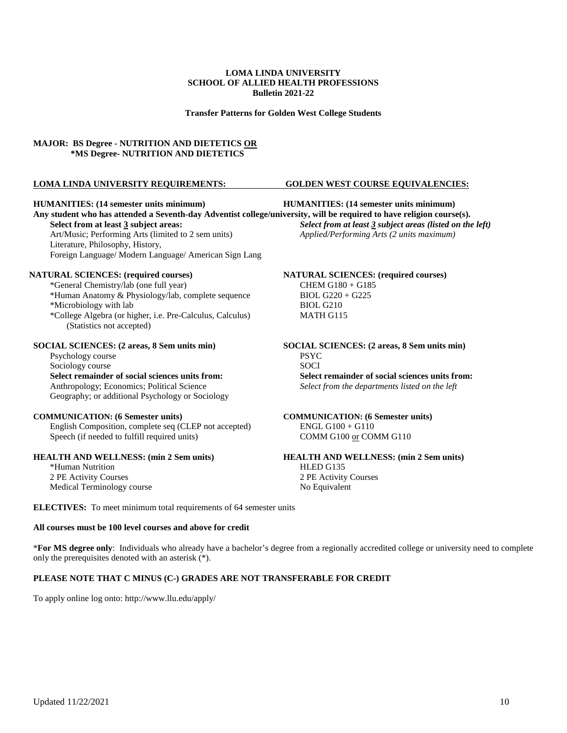**LOMA LINDA UNIVERSITY**
**SCHOOL OF ALLIED HEALTH PROFESSIONS**
**Bulletin 2021-22**

**Transfer Patterns for Golden West College Students**

**MAJOR: BS Degree - NUTRITION AND DIETETICS OR**
**\*MS Degree- NUTRITION AND DIETETICS**

| LOMA LINDA UNIVERSITY REQUIREMENTS: | GOLDEN WEST COURSE EQUIVALENCIES: |
|---|---|
| **HUMANITIES: (14 semester units minimum)** | **HUMANITIES: (14 semester units minimum)** |
| **Any student who has attended a Seventh-day Adventist college/university, will be required to have religion course(s).** | |
| **Select from at least 3 subject areas:** | ***Select from at least 3 subject areas (listed on the left)*** |
| Art/Music; Performing Arts (limited to 2 sem units) | *Applied/Performing Arts (2 units maximum)* |
| Literature, Philosophy, History, | |
| Foreign Language/ Modern Language/ American Sign Lang | |
| **NATURAL SCIENCES: (required courses)** | **NATURAL SCIENCES: (required courses)** |
| *General Chemistry/lab (one full year) | CHEM G180 + G185 |
| *Human Anatomy & Physiology/lab, complete sequence | BIOL G220 + G225 |
| *Microbiology with lab | BIOL G210 |
| *College Algebra (or higher, i.e. Pre-Calculus, Calculus) (Statistics not accepted) | MATH G115 |
| **SOCIAL SCIENCES: (2 areas, 8 Sem units min)** | **SOCIAL SCIENCES: (2 areas, 8 Sem units min)** |
| Psychology course | PSYC |
| Sociology course | SOCI |
| **Select remainder of social sciences units from:** | **Select remainder of social sciences units from:** |
| Anthropology; Economics; Political Science Geography; or additional Psychology or Sociology | *Select from the departments listed on the left* |
| **COMMUNICATION: (6 Semester units)** | **COMMUNICATION: (6 Semester units)** |
| English Composition, complete seq (CLEP not accepted) | ENGL G100 + G110 |
| Speech (if needed to fulfill required units) | COMM G100 or COMM G110 |
| **HEALTH AND WELLNESS: (min 2 Sem units)** | **HEALTH AND WELLNESS: (min 2 Sem units)** |
| *Human Nutrition | HLED G135 |
| 2 PE Activity Courses | 2 PE Activity Courses |
| Medical Terminology course | No Equivalent |

**ELECTIVES:** To meet minimum total requirements of 64 semester units

**All courses must be 100 level courses and above for credit**

\***For MS degree only**: Individuals who already have a bachelor's degree from a regionally accredited college or university need to complete only the prerequisites denoted with an asterisk (*).

**PLEASE NOTE THAT C MINUS (C-) GRADES ARE NOT TRANSFERABLE FOR CREDIT**

To apply online log onto: http://www.llu.edu/apply/

Updated 11/22/2021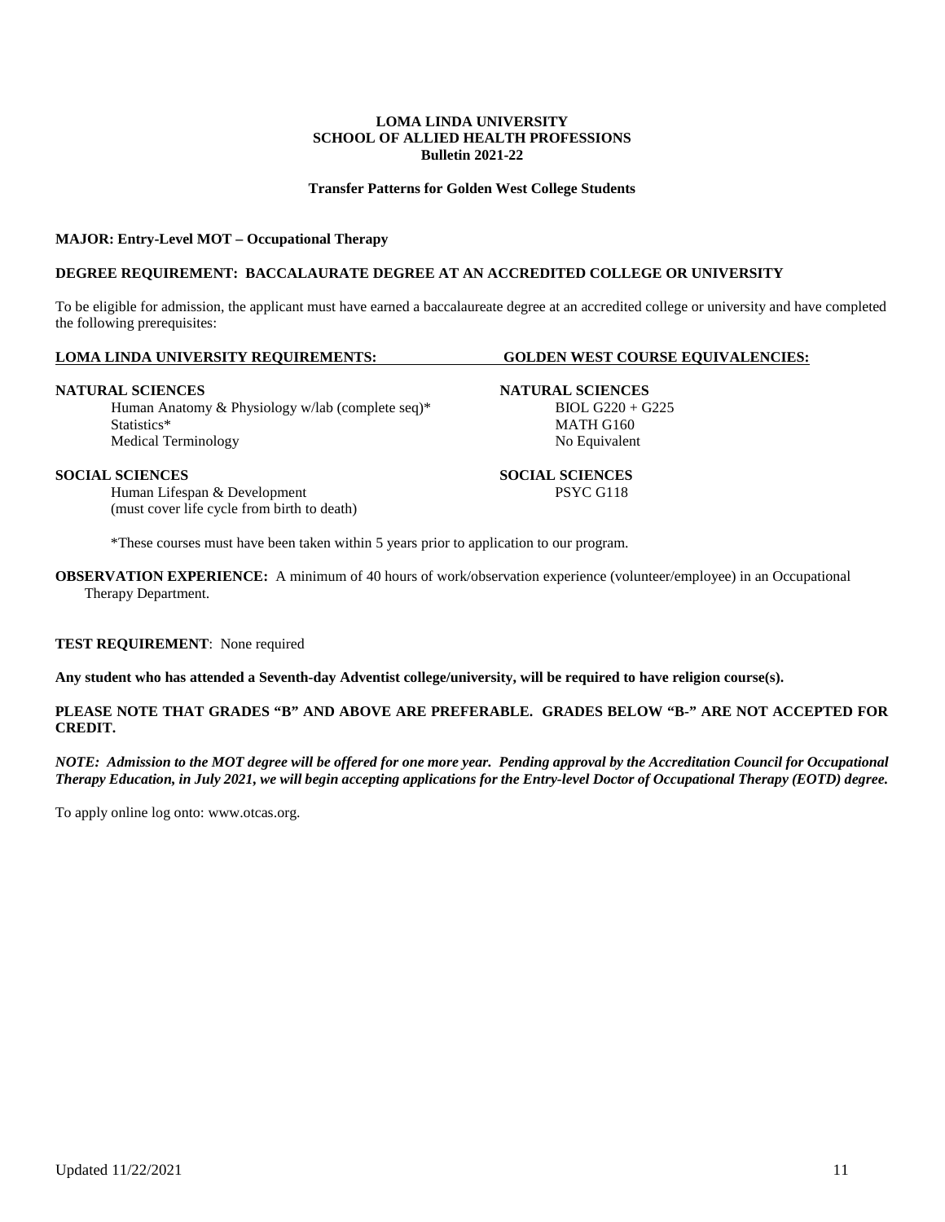**LOMA LINDA UNIVERSITY**
**SCHOOL OF ALLIED HEALTH PROFESSIONS**
**Bulletin 2021-22**

**Transfer Patterns for Golden West College Students**

**MAJOR: Entry-Level MOT – Occupational Therapy**

**DEGREE REQUIREMENT: BACCALAURATE DEGREE AT AN ACCREDITED COLLEGE OR UNIVERSITY**

To be eligible for admission, the applicant must have earned a baccalaureate degree at an accredited college or university and have completed the following prerequisites:

| LOMA LINDA UNIVERSITY REQUIREMENTS: | GOLDEN WEST COURSE EQUIVALENCIES: |
|---|---|
| **NATURAL SCIENCES** | **NATURAL SCIENCES** |
| Human Anatomy & Physiology w/lab (complete seq)* | BIOL G220 + G225 |
| Statistics* | MATH G160 |
| Medical Terminology | No Equivalent |
| **SOCIAL SCIENCES** | **SOCIAL SCIENCES** |
| Human Lifespan & Development (must cover life cycle from birth to death) | PSYC G118 |

*These courses must have been taken within 5 years prior to application to our program.

**OBSERVATION EXPERIENCE:** A minimum of 40 hours of work/observation experience (volunteer/employee) in an Occupational Therapy Department.

**TEST REQUIREMENT**: None required

**Any student who has attended a Seventh-day Adventist college/university, will be required to have religion course(s).**

**PLEASE NOTE THAT GRADES "B" AND ABOVE ARE PREFERABLE. GRADES BELOW "B-" ARE NOT ACCEPTED FOR CREDIT.**

***NOTE: Admission to the MOT degree will be offered for one more year. Pending approval by the Accreditation Council for Occupational Therapy Education, in July 2021, we will begin accepting applications for the Entry-level Doctor of Occupational Therapy (EOTD) degree.***

To apply online log onto: www.otcas.org.

Updated 11/22/2021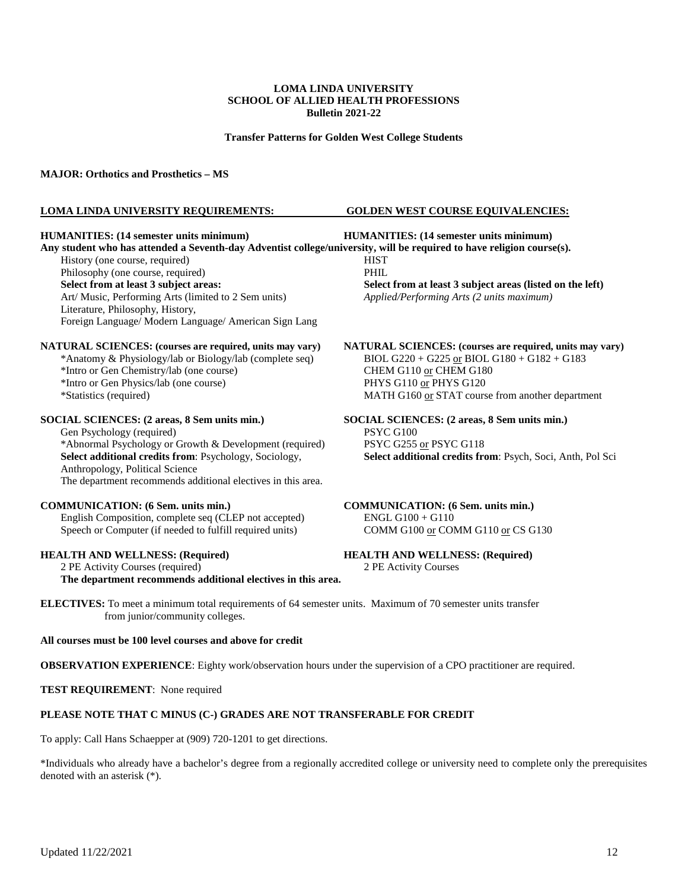**LOMA LINDA UNIVERSITY**
**SCHOOL OF ALLIED HEALTH PROFESSIONS**
**Bulletin 2021-22**

**Transfer Patterns for Golden West College Students**

**MAJOR: Orthotics and Prosthetics – MS**

| LOMA LINDA UNIVERSITY REQUIREMENTS: | GOLDEN WEST COURSE EQUIVALENCIES: |
|---|---|
| **HUMANITIES: (14 semester units minimum)** | **HUMANITIES: (14 semester units minimum)** |
| **Any student who has attended a Seventh-day Adventist college/university, will be required to have religion course(s).** | |
| History (one course, required) | HIST |
| Philosophy (one course, required) | PHIL |
| **Select from at least 3 subject areas:** | **Select from at least 3 subject areas (listed on the left)** |
| Art/ Music, Performing Arts (limited to 2 Sem units) | *Applied/Performing Arts (2 units maximum)* |
| Literature, Philosophy, History, | |
| Foreign Language/ Modern Language/ American Sign Lang | |
| **NATURAL SCIENCES: (courses are required, units may vary)** | **NATURAL SCIENCES: (courses are required, units may vary)** |
| *Anatomy & Physiology/lab or Biology/lab (complete seq) | BIOL G220 + G225 or BIOL G180 + G182 + G183 |
| *Intro or Gen Chemistry/lab (one course) | CHEM G110 or CHEM G180 |
| *Intro or Gen Physics/lab (one course) | PHYS G110 or PHYS G120 |
| *Statistics (required) | MATH G160 or STAT course from another department |
| **SOCIAL SCIENCES: (2 areas, 8 Sem units min.)** | **SOCIAL SCIENCES: (2 areas, 8 Sem units min.)** |
| Gen Psychology (required) | PSYC G100 |
| *Abnormal Psychology or Growth & Development (required) | PSYC G255 or PSYC G118 |
| **Select additional credits from**: Psychology, Sociology, Anthropology, Political Science | **Select additional credits from**: Psych, Soci, Anth, Pol Sci |
| The department recommends additional electives in this area. | |
| **COMMUNICATION: (6 Sem. units min.)** | **COMMUNICATION: (6 Sem. units min.)** |
| English Composition, complete seq (CLEP not accepted) | ENGL G100 + G110 |
| Speech or Computer (if needed to fulfill required units) | COMM G100 or COMM G110 or CS G130 |
| **HEALTH AND WELLNESS: (Required)** | **HEALTH AND WELLNESS: (Required)** |
| 2 PE Activity Courses (required) | 2 PE Activity Courses |
| **The department recommends additional electives in this area.** | |

**ELECTIVES:** To meet a minimum total requirements of 64 semester units. Maximum of 70 semester units transfer from junior/community colleges.

**All courses must be 100 level courses and above for credit**

**OBSERVATION EXPERIENCE**: Eighty work/observation hours under the supervision of a CPO practitioner are required.

**TEST REQUIREMENT**: None required

**PLEASE NOTE THAT C MINUS (C-) GRADES ARE NOT TRANSFERABLE FOR CREDIT**

To apply: Call Hans Schaepper at (909) 720-1201 to get directions.

*Individuals who already have a bachelor's degree from a regionally accredited college or university need to complete only the prerequisites denoted with an asterisk (*).

Updated 11/22/2021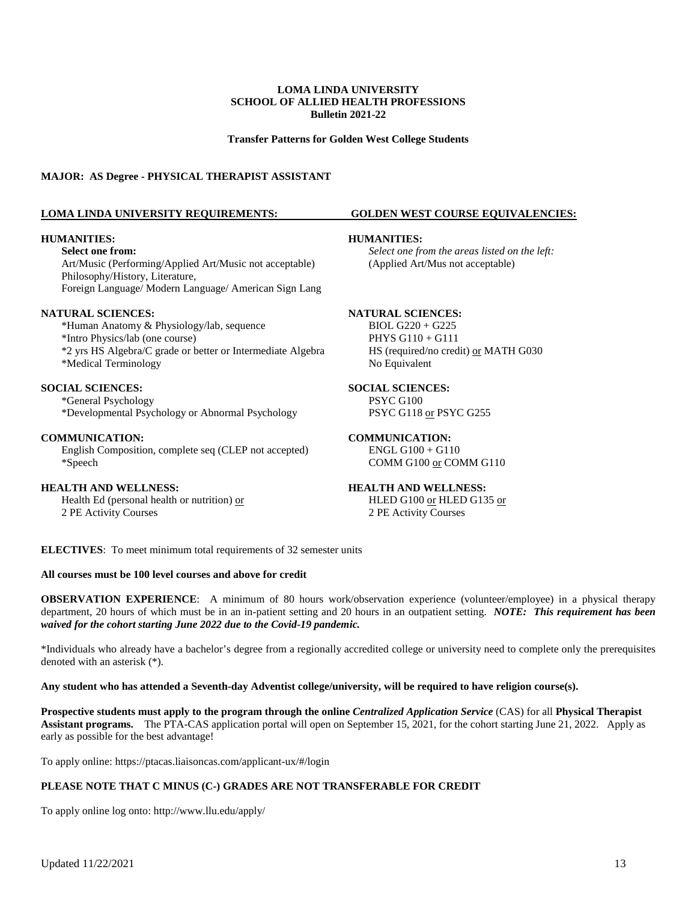**LOMA LINDA UNIVERSITY**
**SCHOOL OF ALLIED HEALTH PROFESSIONS**
**Bulletin 2021-22**

**Transfer Patterns for Golden West College Students**

**MAJOR: AS Degree - PHYSICAL THERAPIST ASSISTANT**

| LOMA LINDA UNIVERSITY REQUIREMENTS: | GOLDEN WEST COURSE EQUIVALENCIES: |
|---|---|
| **HUMANITIES:** | **HUMANITIES:** |
| **Select one from:** Art/Music (Performing/Applied Art/Music not acceptable) Philosophy/History, Literature, Foreign Language/ Modern Language/ American Sign Lang | *Select one from the areas listed on the left:* (Applied Art/Mus not acceptable) |
| **NATURAL SCIENCES:** | **NATURAL SCIENCES:** |
| *Human Anatomy & Physiology/lab, sequence | BIOL G220 + G225 |
| *Intro Physics/lab (one course) | PHYS G110 + G111 |
| *2 yrs HS Algebra/C grade or better or Intermediate Algebra | HS (required/no credit) or MATH G030 |
| *Medical Terminology | No Equivalent |
| **SOCIAL SCIENCES:** | **SOCIAL SCIENCES:** |
| *General Psychology | PSYC G100 |
| *Developmental Psychology or Abnormal Psychology | PSYC G118 or PSYC G255 |
| **COMMUNICATION:** | **COMMUNICATION:** |
| English Composition, complete seq (CLEP not accepted) | ENGL G100 + G110 |
| *Speech | COMM G100 or COMM G110 |
| **HEALTH AND WELLNESS:** | **HEALTH AND WELLNESS:** |
| Health Ed (personal health or nutrition) or 2 PE Activity Courses | HLED G100 or HLED G135 or 2 PE Activity Courses |

**ELECTIVES**: To meet minimum total requirements of 32 semester units

**All courses must be 100 level courses and above for credit**

**OBSERVATION EXPERIENCE**: A minimum of 80 hours work/observation experience (volunteer/employee) in a physical therapy department, 20 hours of which must be in an in-patient setting and 20 hours in an outpatient setting. ***NOTE: This requirement has been waived for the cohort starting June 2022 due to the Covid-19 pandemic.***

*Individuals who already have a bachelor's degree from a regionally accredited college or university need to complete only the prerequisites denoted with an asterisk (*).

**Any student who has attended a Seventh-day Adventist college/university, will be required to have religion course(s).**

**Prospective students must apply to the program through the online *Centralized Application Service*** (CAS) for all **Physical Therapist Assistant programs.** The PTA-CAS application portal will open on September 15, 2021, for the cohort starting June 21, 2022. Apply as early as possible for the best advantage!

To apply online: https://ptacas.liaisoncas.com/applicant-ux/#/login

**PLEASE NOTE THAT C MINUS (C-) GRADES ARE NOT TRANSFERABLE FOR CREDIT**

To apply online log onto: http://www.llu.edu/apply/

Updated 11/22/2021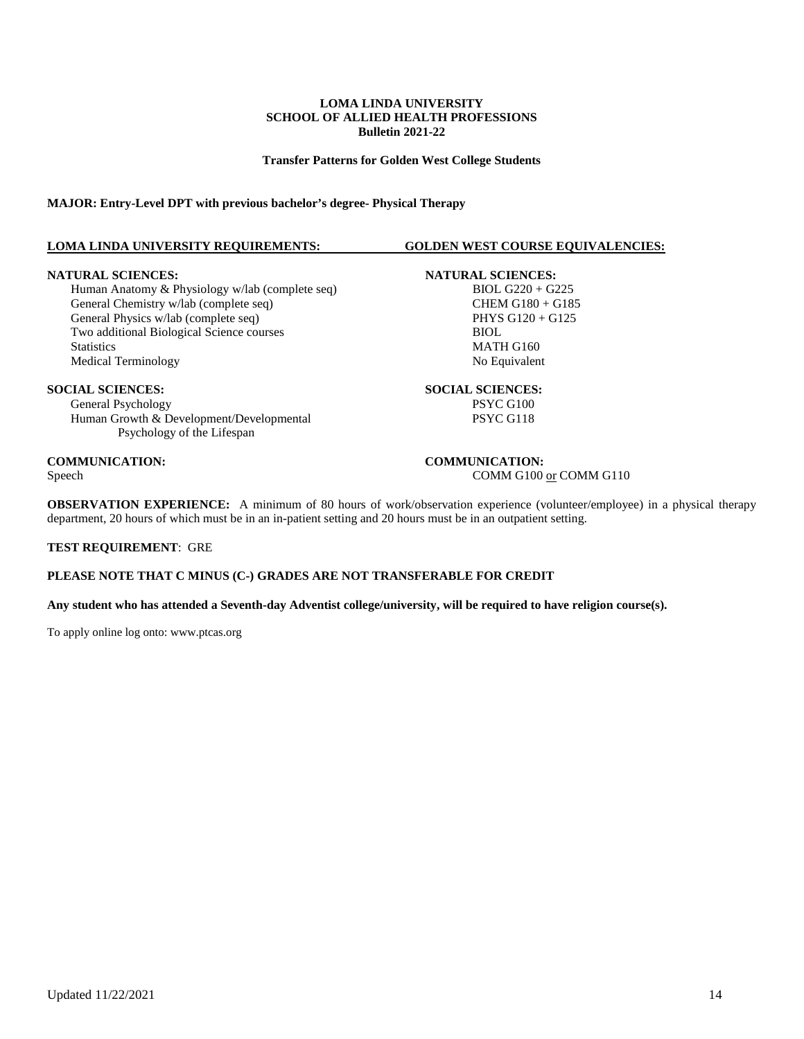**LOMA LINDA UNIVERSITY**
**SCHOOL OF ALLIED HEALTH PROFESSIONS**
**Bulletin 2021-22**

**Transfer Patterns for Golden West College Students**

**MAJOR: Entry-Level DPT with previous bachelor's degree- Physical Therapy**

| LOMA LINDA UNIVERSITY REQUIREMENTS: | GOLDEN WEST COURSE EQUIVALENCIES: |
|---|---|
| **NATURAL SCIENCES:** | **NATURAL SCIENCES:** |
| Human Anatomy & Physiology w/lab (complete seq) | BIOL G220 + G225 |
| General Chemistry w/lab (complete seq) | CHEM G180 + G185 |
| General Physics w/lab (complete seq) | PHYS G120 + G125 |
| Two additional Biological Science courses | BIOL |
| Statistics | MATH G160 |
| Medical Terminology | No Equivalent |
| **SOCIAL SCIENCES:** | **SOCIAL SCIENCES:** |
| General Psychology | PSYC G100 |
| Human Growth & Development/Developmental Psychology of the Lifespan | PSYC G118 |
| **COMMUNICATION:** | **COMMUNICATION:** |
| Speech | COMM G100 or COMM G110 |

**OBSERVATION EXPERIENCE:** A minimum of 80 hours of work/observation experience (volunteer/employee) in a physical therapy department, 20 hours of which must be in an in-patient setting and 20 hours must be in an outpatient setting.

**TEST REQUIREMENT**: GRE

**PLEASE NOTE THAT C MINUS (C-) GRADES ARE NOT TRANSFERABLE FOR CREDIT**

**Any student who has attended a Seventh-day Adventist college/university, will be required to have religion course(s).**

To apply online log onto: www.ptcas.org

Updated 11/22/2021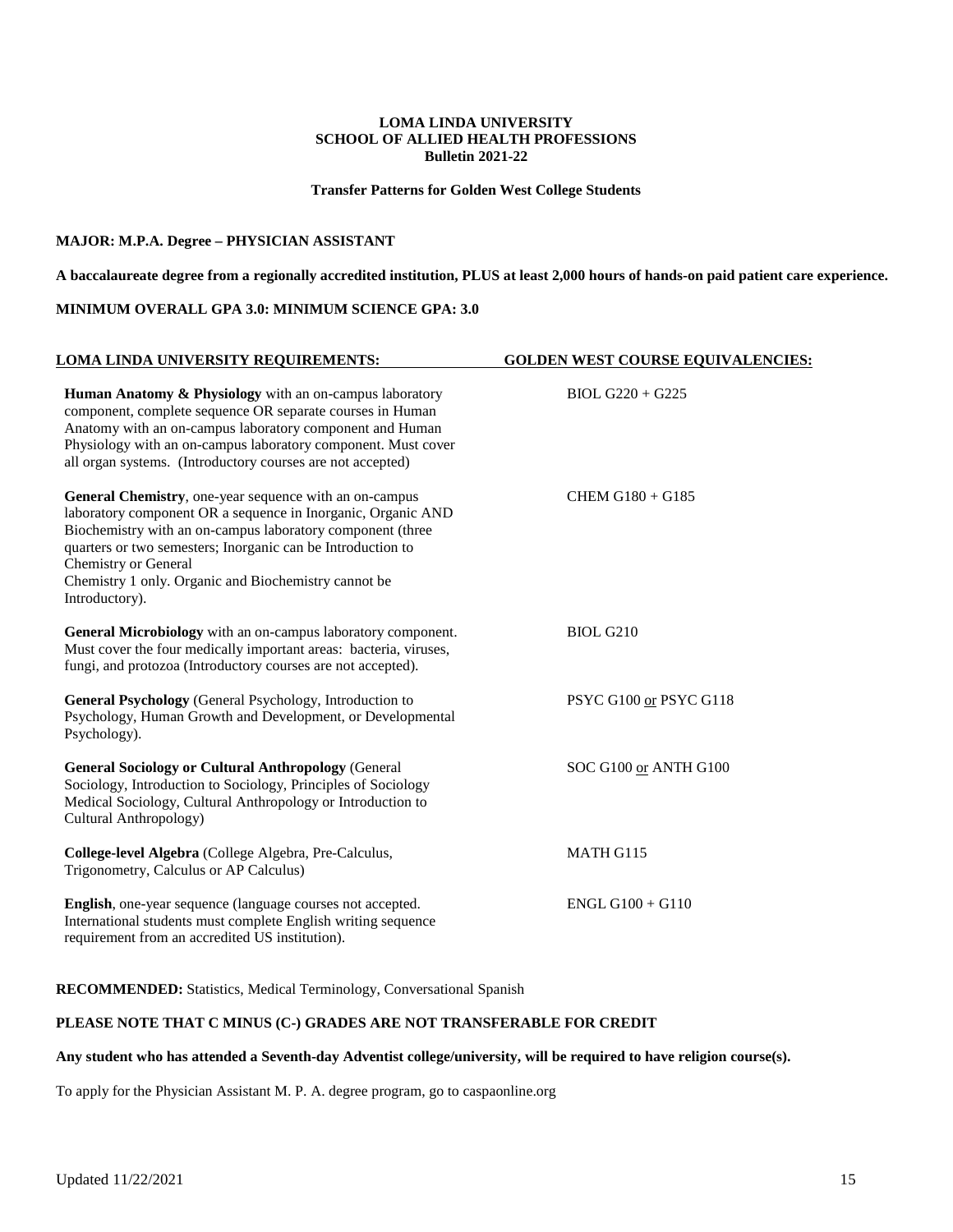**LOMA LINDA UNIVERSITY**
**SCHOOL OF ALLIED HEALTH PROFESSIONS**
**Bulletin 2021-22**

**Transfer Patterns for Golden West College Students**

**MAJOR: M.P.A. Degree – PHYSICIAN ASSISTANT**

**A baccalaureate degree from a regionally accredited institution, PLUS at least 2,000 hours of hands-on paid patient care experience.**

**MINIMUM OVERALL GPA 3.0: MINIMUM SCIENCE GPA: 3.0**

| LOMA LINDA UNIVERSITY REQUIREMENTS: | GOLDEN WEST COURSE EQUIVALENCIES: |
|---|---|
| **Human Anatomy & Physiology** with an on-campus laboratory component, complete sequence OR separate courses in Human Anatomy with an on-campus laboratory component and Human Physiology with an on-campus laboratory component. Must cover all organ systems. (Introductory courses are not accepted) | BIOL G220 + G225 |
| **General Chemistry**, one-year sequence with an on-campus laboratory component OR a sequence in Inorganic, Organic AND Biochemistry with an on-campus laboratory component (three quarters or two semesters; Inorganic can be Introduction to Chemistry or General Chemistry 1 only. Organic and Biochemistry cannot be Introductory). | CHEM G180 + G185 |
| **General Microbiology** with an on-campus laboratory component. Must cover the four medically important areas: bacteria, viruses, fungi, and protozoa (Introductory courses are not accepted). | BIOL G210 |
| **General Psychology** (General Psychology, Introduction to Psychology, Human Growth and Development, or Developmental Psychology). | PSYC G100 or PSYC G118 |
| **General Sociology or Cultural Anthropology** (General Sociology, Introduction to Sociology, Principles of Sociology Medical Sociology, Cultural Anthropology or Introduction to Cultural Anthropology) | SOC G100 or ANTH G100 |
| **College-level Algebra** (College Algebra, Pre-Calculus, Trigonometry, Calculus or AP Calculus) | MATH G115 |
| **English**, one-year sequence (language courses not accepted. International students must complete English writing sequence requirement from an accredited US institution). | ENGL G100 + G110 |

**RECOMMENDED:** Statistics, Medical Terminology, Conversational Spanish

**PLEASE NOTE THAT C MINUS (C-) GRADES ARE NOT TRANSFERABLE FOR CREDIT**

**Any student who has attended a Seventh-day Adventist college/university, will be required to have religion course(s).**

To apply for the Physician Assistant M. P. A. degree program, go to caspaonline.org

Updated 11/22/2021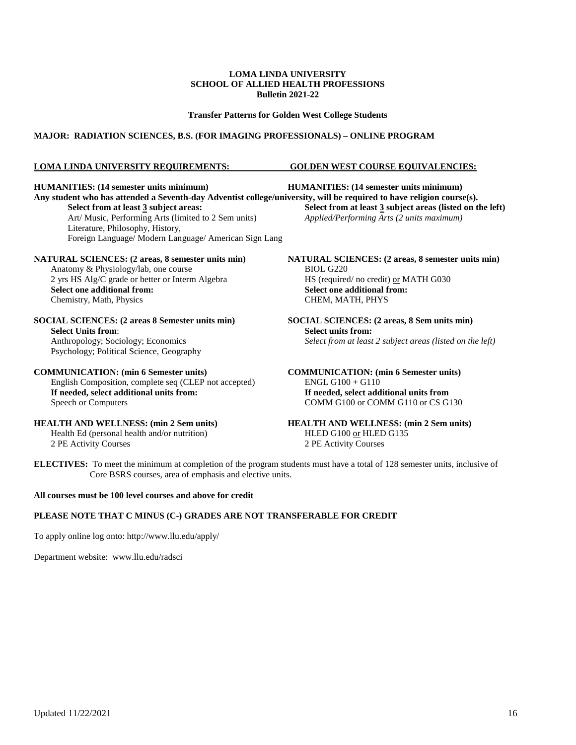**LOMA LINDA UNIVERSITY**
**SCHOOL OF ALLIED HEALTH PROFESSIONS**
**Bulletin 2021-22**

**Transfer Patterns for Golden West College Students**

**MAJOR: RADIATION SCIENCES, B.S. (FOR IMAGING PROFESSIONALS) – ONLINE PROGRAM**

| **LOMA LINDA UNIVERSITY REQUIREMENTS:** | **GOLDEN WEST COURSE EQUIVALENCIES:** |
|---|---|
| **HUMANITIES: (14 semester units minimum)** | **HUMANITIES: (14 semester units minimum)** |
| **Any student who has attended a Seventh-day Adventist college/university, will be required to have religion course(s).** | |
| **Select from at least 3 subject areas:** | **Select from at least 3 subject areas (listed on the left)** |
| Art/ Music, Performing Arts (limited to 2 Sem units) | *Applied/Performing Arts (2 units maximum)* |
| Literature, Philosophy, History, | |
| Foreign Language/ Modern Language/ American Sign Lang | |
| **NATURAL SCIENCES: (2 areas, 8 semester units min)** | **NATURAL SCIENCES: (2 areas, 8 semester units min)** |
| Anatomy & Physiology/lab, one course | BIOL G220 |
| 2 yrs HS Alg/C grade or better or Interm Algebra | HS (required/ no credit) or MATH G030 |
| **Select one additional from:** | **Select one additional from:** |
| Chemistry, Math, Physics | CHEM, MATH, PHYS |
| **SOCIAL SCIENCES: (2 areas 8 Semester units min)** | **SOCIAL SCIENCES: (2 areas, 8 Sem units min)** |
| **Select Units from**: | **Select units from:** |
| Anthropology; Sociology; Economics | *Select from at least 2 subject areas (listed on the left)* |
| Psychology; Political Science, Geography | |
| **COMMUNICATION: (min 6 Semester units)** | **COMMUNICATION: (min 6 Semester units)** |
| English Composition, complete seq (CLEP not accepted) | ENGL G100 + G110 |
| **If needed, select additional units from:** | **If needed, select additional units from** |
| Speech or Computers | COMM G100 or COMM G110 or CS G130 |
| **HEALTH AND WELLNESS: (min 2 Sem units)** | **HEALTH AND WELLNESS: (min 2 Sem units)** |
| Health Ed (personal health and/or nutrition) | HLED G100 or HLED G135 |
| 2 PE Activity Courses | 2 PE Activity Courses |

**ELECTIVES:** To meet the minimum at completion of the program students must have a total of 128 semester units, inclusive of Core BSRS courses, area of emphasis and elective units.

**All courses must be 100 level courses and above for credit**

**PLEASE NOTE THAT C MINUS (C-) GRADES ARE NOT TRANSFERABLE FOR CREDIT**

To apply online log onto: http://www.llu.edu/apply/

Department website: www.llu.edu/radsci

Updated 11/22/2021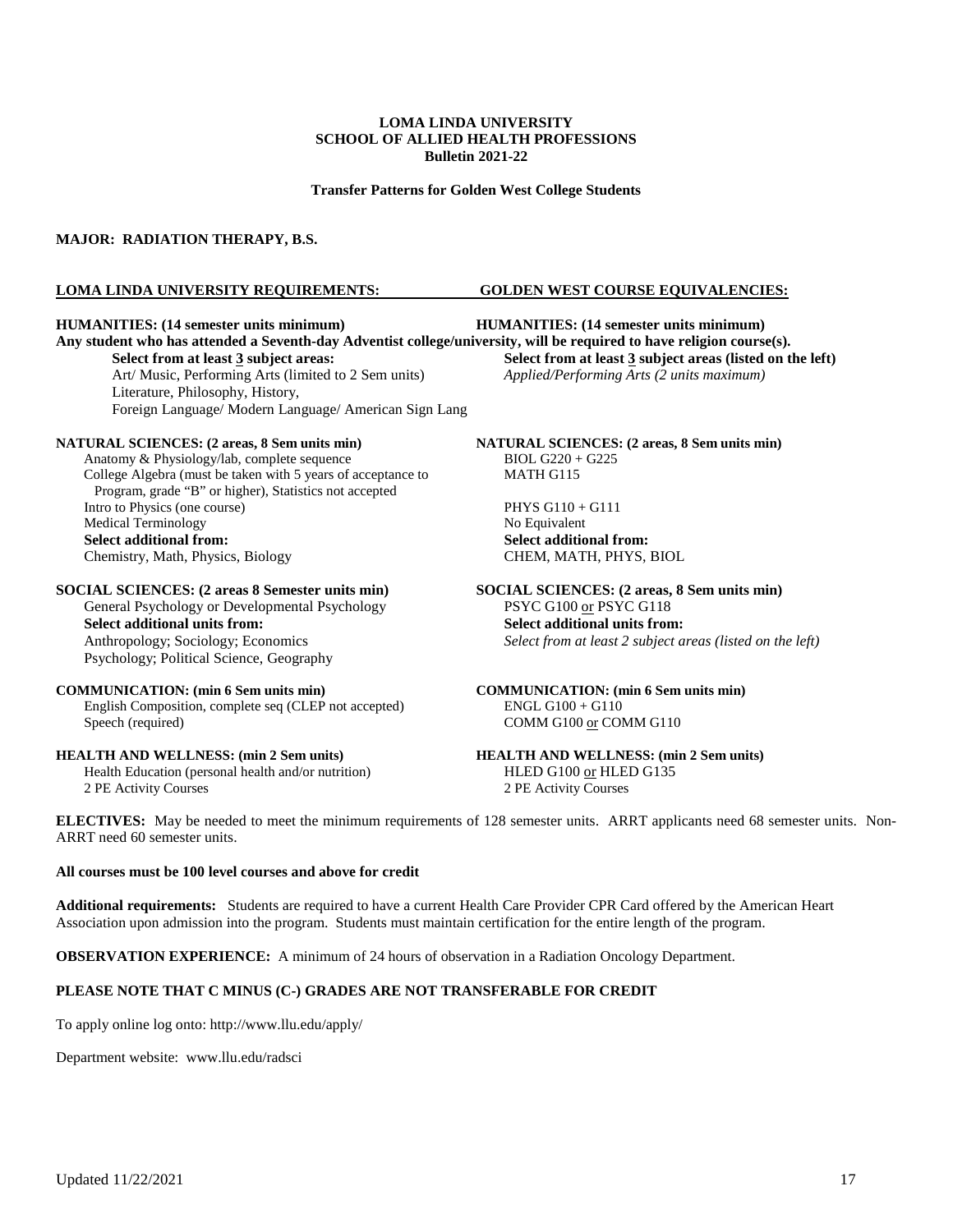**LOMA LINDA UNIVERSITY**
**SCHOOL OF ALLIED HEALTH PROFESSIONS**
**Bulletin 2021-22**

**Transfer Patterns for Golden West College Students**

**MAJOR: RADIATION THERAPY, B.S.**

| LOMA LINDA UNIVERSITY REQUIREMENTS: | GOLDEN WEST COURSE EQUIVALENCIES: |
|---|---|
| **HUMANITIES: (14 semester units minimum)** | **HUMANITIES: (14 semester units minimum)** |
| **Any student who has attended a Seventh-day Adventist college/university, will be required to have religion course(s).** | |
| **Select from at least 3 subject areas:** | **Select from at least 3 subject areas (listed on the left)** |
| Art/ Music, Performing Arts (limited to 2 Sem units) | *Applied/Performing Arts (2 units maximum)* |
| Literature, Philosophy, History, | |
| Foreign Language/ Modern Language/ American Sign Lang | |
| **NATURAL SCIENCES: (2 areas, 8 Sem units min)** | **NATURAL SCIENCES: (2 areas, 8 Sem units min)** |
| Anatomy & Physiology/lab, complete sequence | BIOL G220 + G225 |
| College Algebra (must be taken with 5 years of acceptance to Program, grade "B" or higher), Statistics not accepted | MATH G115 |
| Intro to Physics (one course) | PHYS G110 + G111 |
| Medical Terminology | No Equivalent |
| **Select additional from:** | **Select additional from:** |
| Chemistry, Math, Physics, Biology | CHEM, MATH, PHYS, BIOL |
| **SOCIAL SCIENCES: (2 areas 8 Semester units min)** | **SOCIAL SCIENCES: (2 areas, 8 Sem units min)** |
| General Psychology or Developmental Psychology | PSYC G100 or PSYC G118 |
| **Select additional units from:** | **Select additional units from:** |
| Anthropology; Sociology; Economics | *Select from at least 2 subject areas (listed on the left)* |
| Psychology; Political Science, Geography | |
| **COMMUNICATION: (min 6 Sem units min)** | **COMMUNICATION: (min 6 Sem units min)** |
| English Composition, complete seq (CLEP not accepted) | ENGL G100 + G110 |
| Speech (required) | COMM G100 or COMM G110 |
| **HEALTH AND WELLNESS: (min 2 Sem units)** | **HEALTH AND WELLNESS: (min 2 Sem units)** |
| Health Education (personal health and/or nutrition) | HLED G100 or HLED G135 |
| 2 PE Activity Courses | 2 PE Activity Courses |

**ELECTIVES:** May be needed to meet the minimum requirements of 128 semester units. ARRT applicants need 68 semester units. Non-ARRT need 60 semester units.

**All courses must be 100 level courses and above for credit**

**Additional requirements:** Students are required to have a current Health Care Provider CPR Card offered by the American Heart Association upon admission into the program. Students must maintain certification for the entire length of the program.

**OBSERVATION EXPERIENCE:** A minimum of 24 hours of observation in a Radiation Oncology Department.

**PLEASE NOTE THAT C MINUS (C-) GRADES ARE NOT TRANSFERABLE FOR CREDIT**

To apply online log onto: http://www.llu.edu/apply/

Department website: www.llu.edu/radsci

Updated 11/22/2021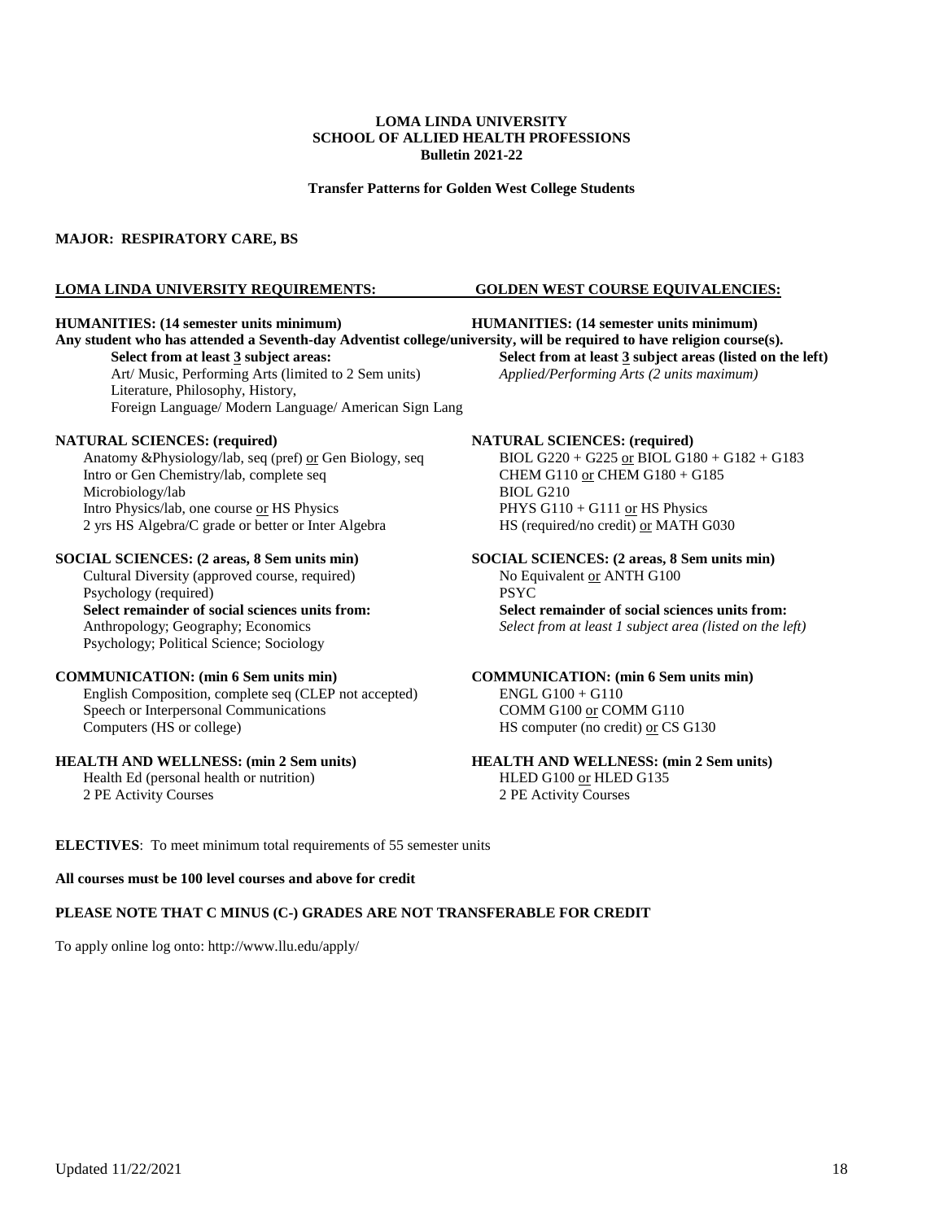**LOMA LINDA UNIVERSITY**
**SCHOOL OF ALLIED HEALTH PROFESSIONS**
**Bulletin 2021-22**

**Transfer Patterns for Golden West College Students**

**MAJOR: RESPIRATORY CARE, BS**

| **LOMA LINDA UNIVERSITY REQUIREMENTS:** | **GOLDEN WEST COURSE EQUIVALENCIES:** |
|---|---|
| **HUMANITIES: (14 semester units minimum)** | **HUMANITIES: (14 semester units minimum)** |
| **Any student who has attended a Seventh-day Adventist college/university, will be required to have religion course(s).** | |
| **Select from at least 3 subject areas:** | **Select from at least 3 subject areas (listed on the left)** |
| Art/ Music, Performing Arts (limited to 2 Sem units) | *Applied/Performing Arts (2 units maximum)* |
| Literature, Philosophy, History, | |
| Foreign Language/ Modern Language/ American Sign Lang | |
| **NATURAL SCIENCES: (required)** | **NATURAL SCIENCES: (required)** |
| Anatomy &Physiology/lab, seq (pref) or Gen Biology, seq | BIOL G220 + G225 or BIOL G180 + G182 + G183 |
| Intro or Gen Chemistry/lab, complete seq | CHEM G110 or CHEM G180 + G185 |
| Microbiology/lab | BIOL G210 |
| Intro Physics/lab, one course or HS Physics | PHYS G110 + G111 or HS Physics |
| 2 yrs HS Algebra/C grade or better or Inter Algebra | HS (required/no credit) or MATH G030 |
| **SOCIAL SCIENCES: (2 areas, 8 Sem units min)** | **SOCIAL SCIENCES: (2 areas, 8 Sem units min)** |
| Cultural Diversity (approved course, required) | No Equivalent or ANTH G100 |
| Psychology (required) | PSYC |
| **Select remainder of social sciences units from:** | **Select remainder of social sciences units from:** |
| Anthropology; Geography; Economics | *Select from at least 1 subject area (listed on the left)* |
| Psychology; Political Science; Sociology | |
| **COMMUNICATION: (min 6 Sem units min)** | **COMMUNICATION: (min 6 Sem units min)** |
| English Composition, complete seq (CLEP not accepted) | ENGL G100 + G110 |
| Speech or Interpersonal Communications | COMM G100 or COMM G110 |
| Computers (HS or college) | HS computer (no credit) or CS G130 |
| **HEALTH AND WELLNESS: (min 2 Sem units)** | **HEALTH AND WELLNESS: (min 2 Sem units)** |
| Health Ed (personal health or nutrition) | HLED G100 or HLED G135 |
| 2 PE Activity Courses | 2 PE Activity Courses |

**ELECTIVES**: To meet minimum total requirements of 55 semester units

**All courses must be 100 level courses and above for credit**

**PLEASE NOTE THAT C MINUS (C-) GRADES ARE NOT TRANSFERABLE FOR CREDIT**

To apply online log onto: http://www.llu.edu/apply/

Updated 11/22/2021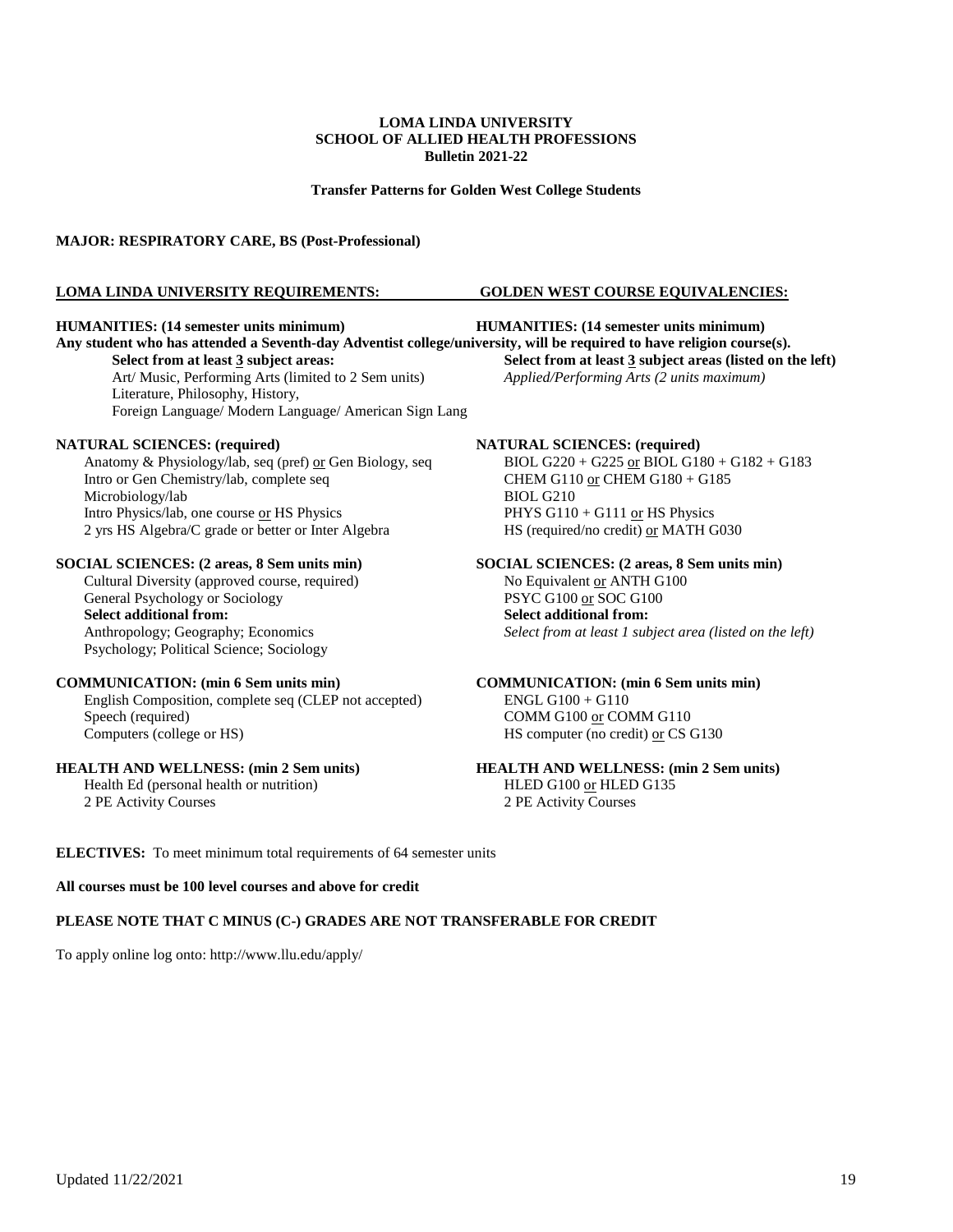**LOMA LINDA UNIVERSITY**
**SCHOOL OF ALLIED HEALTH PROFESSIONS**
**Bulletin 2021-22**

**Transfer Patterns for Golden West College Students**

**MAJOR: RESPIRATORY CARE, BS (Post-Professional)**

| LOMA LINDA UNIVERSITY REQUIREMENTS: | GOLDEN WEST COURSE EQUIVALENCIES: |
|---|---|
| **HUMANITIES: (14 semester units minimum)** | **HUMANITIES: (14 semester units minimum)** |
| **Any student who has attended a Seventh-day Adventist college/university, will be required to have religion course(s).** | |
| **Select from at least 3 subject areas:** | **Select from at least 3 subject areas (listed on the left)** |
| Art/ Music, Performing Arts (limited to 2 Sem units) | *Applied/Performing Arts (2 units maximum)* |
| Literature, Philosophy, History, | |
| Foreign Language/ Modern Language/ American Sign Lang | |
| **NATURAL SCIENCES: (required)** | **NATURAL SCIENCES: (required)** |
| Anatomy & Physiology/lab, seq (pref) or Gen Biology, seq | BIOL G220 + G225 or BIOL G180 + G182 + G183 |
| Intro or Gen Chemistry/lab, complete seq | CHEM G110 or CHEM G180 + G185 |
| Microbiology/lab | BIOL G210 |
| Intro Physics/lab, one course or HS Physics | PHYS G110 + G111 or HS Physics |
| 2 yrs HS Algebra/C grade or better or Inter Algebra | HS (required/no credit) or MATH G030 |
| **SOCIAL SCIENCES: (2 areas, 8 Sem units min)** | **SOCIAL SCIENCES: (2 areas, 8 Sem units min)** |
| Cultural Diversity (approved course, required) | No Equivalent or ANTH G100 |
| General Psychology or Sociology | PSYC G100 or SOC G100 |
| **Select additional from:** | **Select additional from:** |
| Anthropology; Geography; Economics | *Select from at least 1 subject area (listed on the left)* |
| Psychology; Political Science; Sociology | |
| **COMMUNICATION: (min 6 Sem units min)** | **COMMUNICATION: (min 6 Sem units min)** |
| English Composition, complete seq (CLEP not accepted) | ENGL G100 + G110 |
| Speech (required) | COMM G100 or COMM G110 |
| Computers (college or HS) | HS computer (no credit) or CS G130 |
| **HEALTH AND WELLNESS: (min 2 Sem units)** | **HEALTH AND WELLNESS: (min 2 Sem units)** |
| Health Ed (personal health or nutrition) | HLED G100 or HLED G135 |
| 2 PE Activity Courses | 2 PE Activity Courses |

**ELECTIVES:** To meet minimum total requirements of 64 semester units

**All courses must be 100 level courses and above for credit**

**PLEASE NOTE THAT C MINUS (C-) GRADES ARE NOT TRANSFERABLE FOR CREDIT**

To apply online log onto: http://www.llu.edu/apply/

Updated 11/22/2021